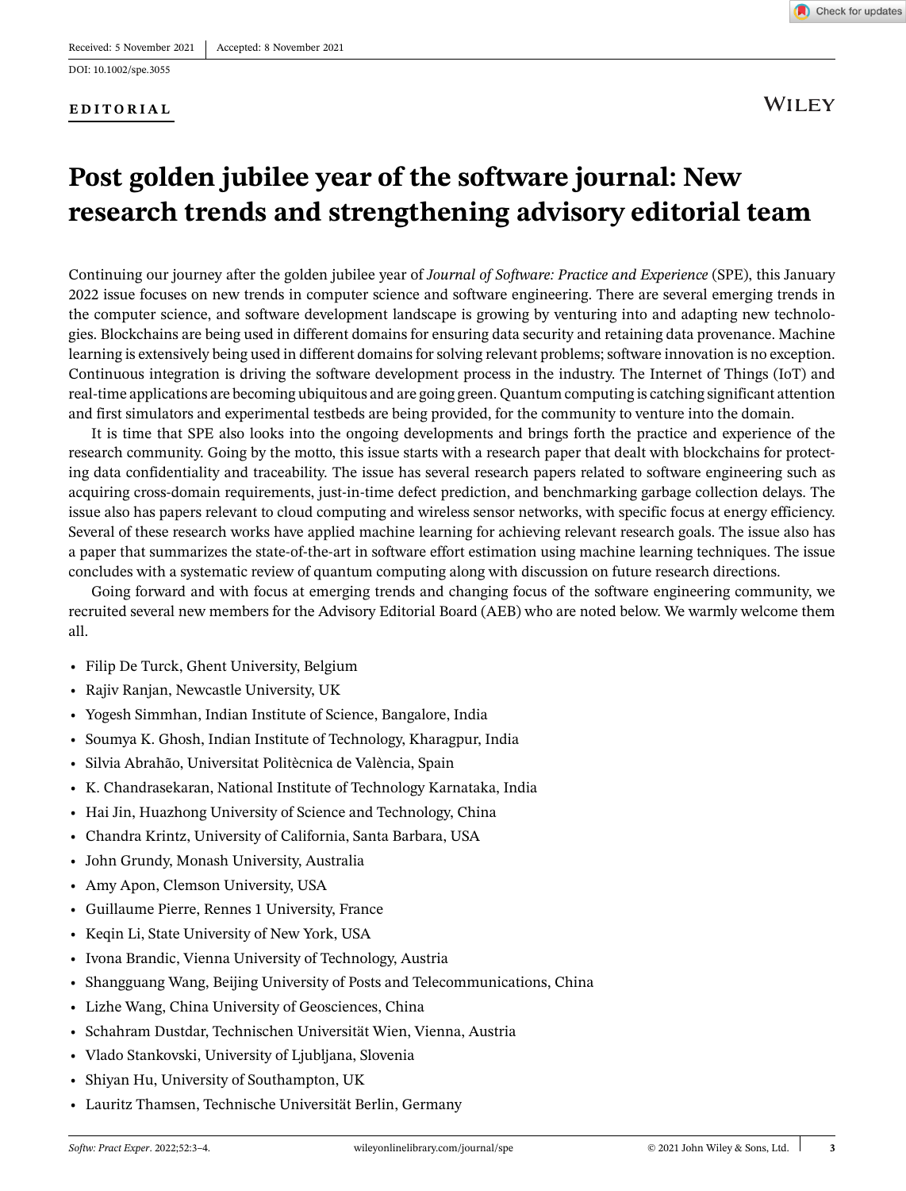Received: 5 November 2021 | Accepted: 8 November 2021

DOI: 10.1002/spe.3055

**EDITORIAL**

# Post golden jubilee year of the software journal: New research trends and strengthening advisory editorial team

Continuing our journey after the golden jubilee year of *Journal of Software: Practice and Experience* (SPE), this January 2022 issue focuses on new trends in computer science and software engineering. There are several emerging trends in the computer science, and software development landscape is growing by venturing into and adapting new technologies. Blockchains are being used in different domains for ensuring data security and retaining data provenance. Machine learning is extensively being used in different domains for solving relevant problems; software innovation is no exception. Continuous integration is driving the software development process in the industry. The Internet of Things (IoT) and real-time applications are becoming ubiquitous and are going green. Quantum computing is catching significant attention and first simulators and experimental testbeds are being provided, for the community to venture into the domain.

It is time that SPE also looks into the ongoing developments and brings forth the practice and experience of the research community. Going by the motto, this issue starts with a research paper that dealt with blockchains for protecting data confidentiality and traceability. The issue has several research papers related to software engineering such as acquiring cross-domain requirements, just-in-time defect prediction, and benchmarking garbage collection delays. The issue also has papers relevant to cloud computing and wireless sensor networks, with specific focus at energy efficiency. Several of these research works have applied machine learning for achieving relevant research goals. The issue also has a paper that summarizes the state-of-the-art in software effort estimation using machine learning techniques. The issue concludes with a systematic review of quantum computing along with discussion on future research directions.

Going forward and with focus at emerging trends and changing focus of the software engineering community, we recruited several new members for the Advisory Editorial Board (AEB) who are noted below. We warmly welcome them all.

- Filip De Turck, Ghent University, Belgium
- Rajiv Ranjan, Newcastle University, UK
- Yogesh Simmhan, Indian Institute of Science, Bangalore, India
- Soumya K. Ghosh, Indian Institute of Technology, Kharagpur, India
- Silvia Abrahão, Universitat Politècnica de València, Spain
- K. Chandrasekaran, National Institute of Technology Karnataka, India
- Hai Jin, Huazhong University of Science and Technology, China
- Chandra Krintz, University of California, Santa Barbara, USA
- John Grundy, Monash University, Australia
- Amy Apon, Clemson University, USA
- Guillaume Pierre, Rennes 1 University, France
- Keqin Li, State University of New York, USA
- Ivona Brandic, Vienna University of Technology, Austria
- Shangguang Wang, Beijing University of Posts and Telecommunications, China
- Lizhe Wang, China University of Geosciences, China
- Schahram Dustdar, Technischen Universität Wien, Vienna, Austria
- Vlado Stankovski, University of Ljubljana, Slovenia
- Shiyan Hu, University of Southampton, UK
- Lauritz Thamsen, Technische Universität Berlin, Germany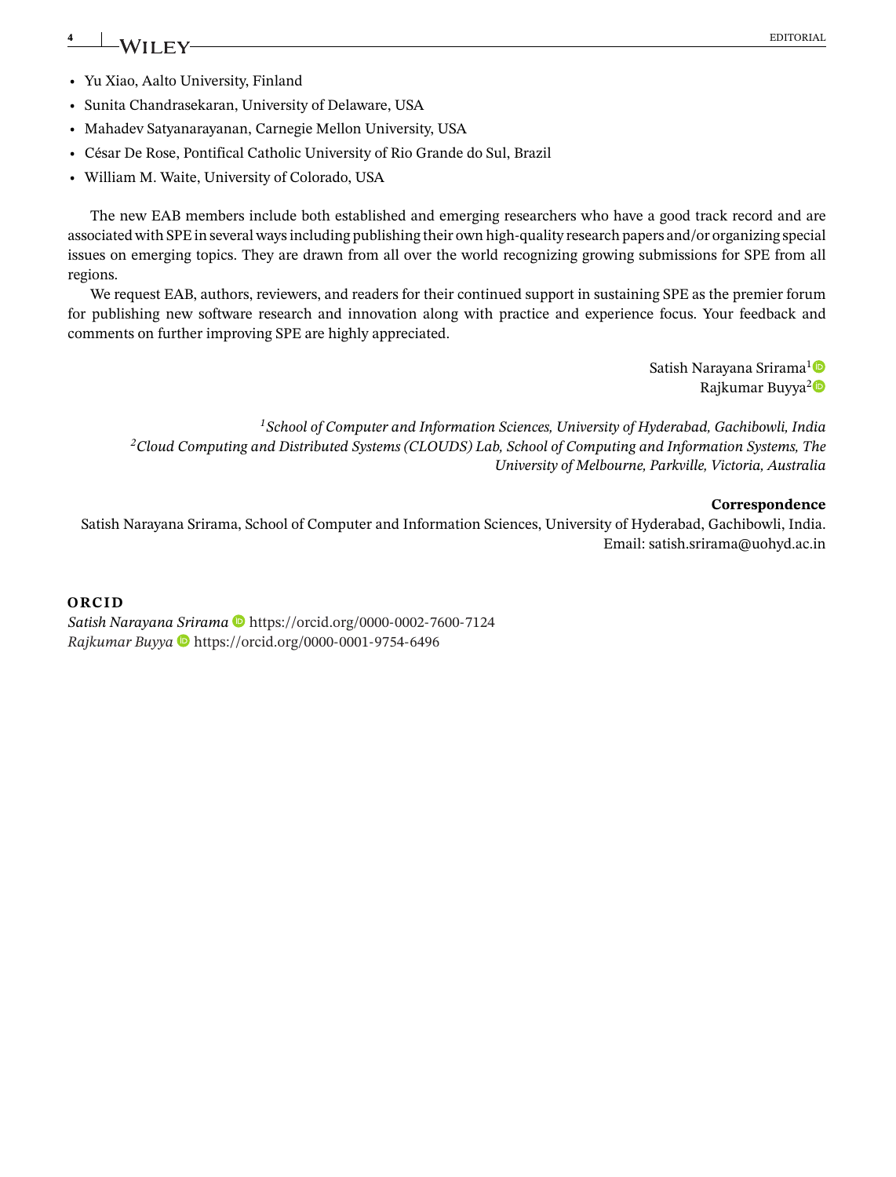- Yu Xiao, Aalto University, Finland
- Sunita Chandrasekaran, University of Delaware, USA
- Mahadev Satyanarayanan, Carnegie Mellon University, USA
- César De Rose, Pontifical Catholic University of Rio Grande do Sul, Brazil
- William M. Waite, University of Colorado, USA

The new EAB members include both established and emerging researchers who have a good track record and are associated with SPE in several ways including publishing their own high-quality research papers and/or organizing special issues on emerging topics. They are drawn from all over the world recognizing growing submissions for SPE from all regions.

We request EAB, authors, reviewers, and readers for their continued support in sustaining SPE as the premier forum for publishing new software research and innovation along with practice and experience focus. Your feedback and comments on further improving SPE are highly appreciated.

Satish Narayana Srirama[1]
Rajkumar Buyya[2]

[1]*School of Computer and Information Sciences, University of Hyderabad, Gachibowli, India*
[2]*Cloud Computing and Distributed Systems (CLOUDS) Lab, School of Computing and Information Systems, The University of Melbourne, Parkville, Victoria, Australia*

**Correspondence**
Satish Narayana Srirama, School of Computer and Information Sciences, University of Hyderabad, Gachibowli, India.
Email: satish.srirama@uohyd.ac.in

## ORCID

*Satish Narayana Srirama* https://orcid.org/0000-0002-7600-7124
*Rajkumar Buyya* https://orcid.org/0000-0001-9754-6496